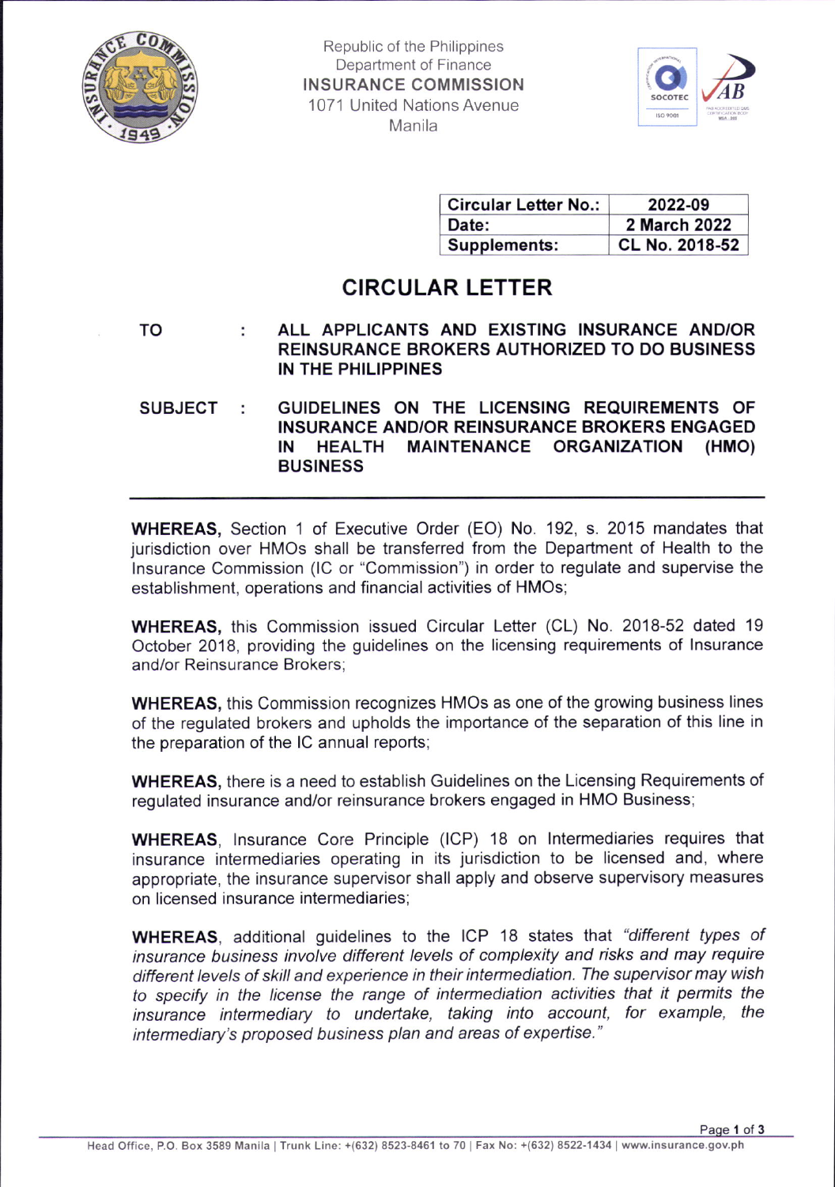Republic of the Philippines
Department of Finance
**INSURANCE COMMISSION**
1071 United Nations Avenue
Manila

| Circular Letter No.: | 2022-09 |
|---|---|
| Date: | 2 March 2022 |
| Supplements: | CL No. 2018-52 |

# CIRCULAR LETTER

**TO** : **ALL APPLICANTS AND EXISTING INSURANCE AND/OR REINSURANCE BROKERS AUTHORIZED TO DO BUSINESS IN THE PHILIPPINES**

**SUBJECT** : **GUIDELINES ON THE LICENSING REQUIREMENTS OF INSURANCE AND/OR REINSURANCE BROKERS ENGAGED IN HEALTH MAINTENANCE ORGANIZATION (HMO) BUSINESS**

---

**WHEREAS,** Section 1 of Executive Order (EO) No. 192, s. 2015 mandates that jurisdiction over HMOs shall be transferred from the Department of Health to the Insurance Commission (IC or "Commission") in order to regulate and supervise the establishment, operations and financial activities of HMOs;

**WHEREAS,** this Commission issued Circular Letter (CL) No. 2018-52 dated 19 October 2018, providing the guidelines on the licensing requirements of Insurance and/or Reinsurance Brokers;

**WHEREAS,** this Commission recognizes HMOs as one of the growing business lines of the regulated brokers and upholds the importance of the separation of this line in the preparation of the IC annual reports;

**WHEREAS,** there is a need to establish Guidelines on the Licensing Requirements of regulated insurance and/or reinsurance brokers engaged in HMO Business;

**WHEREAS**, Insurance Core Principle (ICP) 18 on Intermediaries requires that insurance intermediaries operating in its jurisdiction to be licensed and, where appropriate, the insurance supervisor shall apply and observe supervisory measures on licensed insurance intermediaries;

**WHEREAS**, additional guidelines to the ICP 18 states that *"different types of insurance business involve different levels of complexity and risks and may require different levels of skill and experience in their intermediation. The supervisor may wish to specify in the license the range of intermediation activities that it permits the insurance intermediary to undertake, taking into account, for example, the intermediary's proposed business plan and areas of expertise."*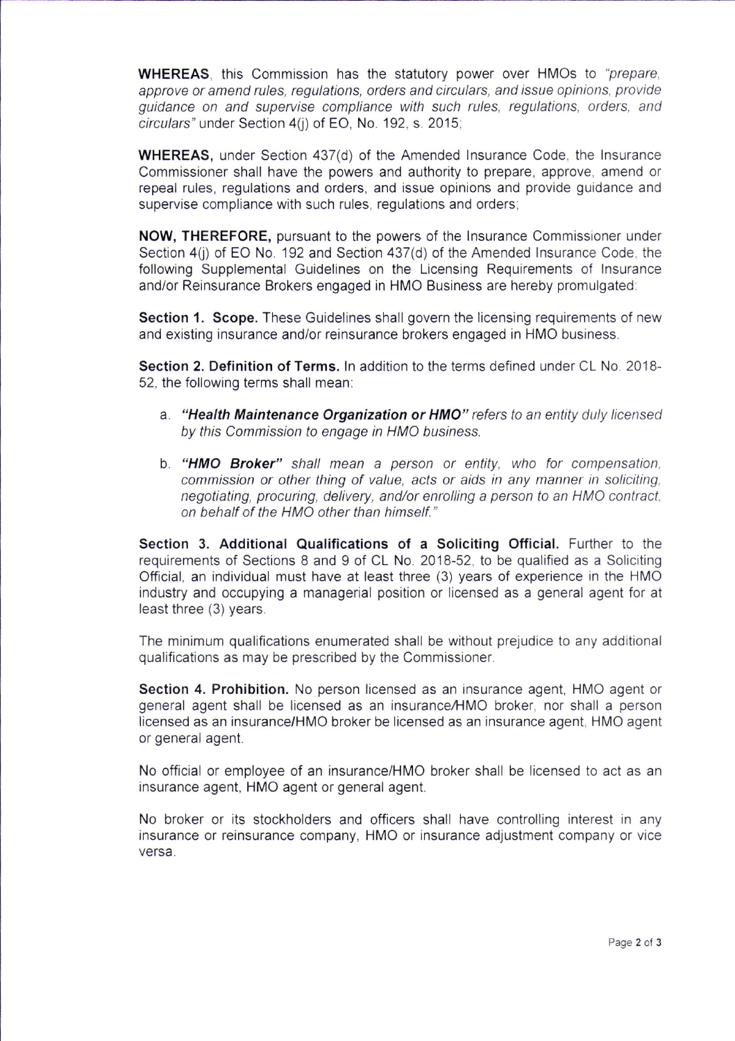**WHEREAS**, this Commission has the statutory power over HMOs to *"prepare, approve or amend rules, regulations, orders and circulars, and issue opinions, provide guidance on and supervise compliance with such rules, regulations, orders, and circulars"* under Section 4(j) of EO, No. 192, s. 2015;

**WHEREAS,** under Section 437(d) of the Amended Insurance Code, the Insurance Commissioner shall have the powers and authority to prepare, approve, amend or repeal rules, regulations and orders, and issue opinions and provide guidance and supervise compliance with such rules, regulations and orders;

**NOW, THEREFORE,** pursuant to the powers of the Insurance Commissioner under Section 4(j) of EO No. 192 and Section 437(d) of the Amended Insurance Code, the following Supplemental Guidelines on the Licensing Requirements of Insurance and/or Reinsurance Brokers engaged in HMO Business are hereby promulgated:

**Section 1. Scope.** These Guidelines shall govern the licensing requirements of new and existing insurance and/or reinsurance brokers engaged in HMO business.

**Section 2. Definition of Terms.** In addition to the terms defined under CL No. 2018-52, the following terms shall mean:

a. ***"Health Maintenance Organization or HMO"*** *refers to an entity duly licensed by this Commission to engage in HMO business.*

b. ***"HMO Broker"*** *shall mean a person or entity, who for compensation, commission or other thing of value, acts or aids in any manner in soliciting, negotiating, procuring, delivery, and/or enrolling a person to an HMO contract, on behalf of the HMO other than himself."*

**Section 3. Additional Qualifications of a Soliciting Official.** Further to the requirements of Sections 8 and 9 of CL No. 2018-52, to be qualified as a Soliciting Official, an individual must have at least three (3) years of experience in the HMO industry and occupying a managerial position or licensed as a general agent for at least three (3) years.

The minimum qualifications enumerated shall be without prejudice to any additional qualifications as may be prescribed by the Commissioner.

**Section 4. Prohibition.** No person licensed as an insurance agent, HMO agent or general agent shall be licensed as an insurance/HMO broker, nor shall a person licensed as an insurance/HMO broker be licensed as an insurance agent, HMO agent or general agent.

No official or employee of an insurance/HMO broker shall be licensed to act as an insurance agent, HMO agent or general agent.

No broker or its stockholders and officers shall have controlling interest in any insurance or reinsurance company, HMO or insurance adjustment company or vice versa.